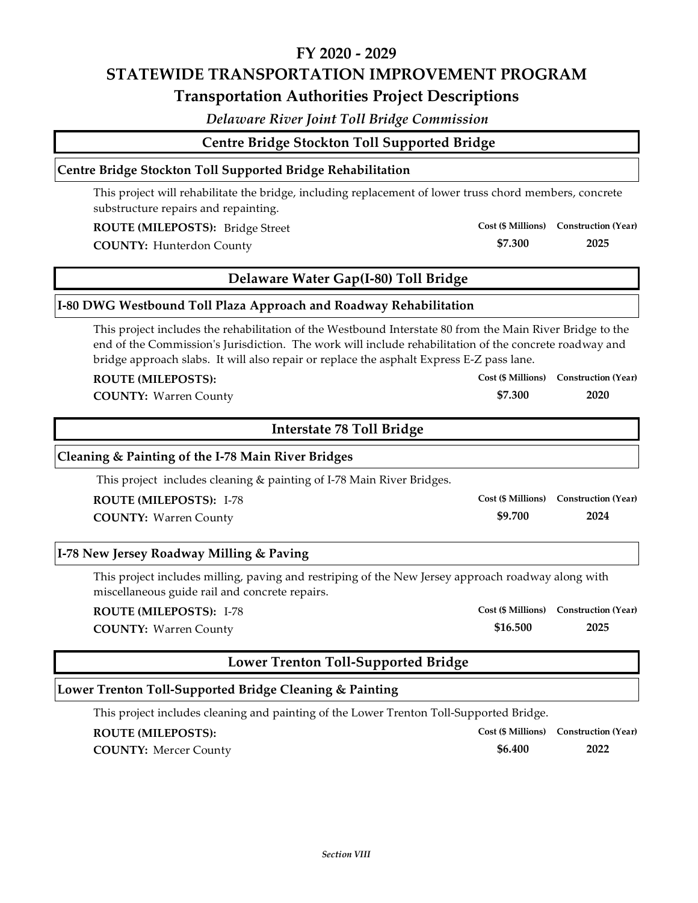# FY 2020 - 2029

# STATEWIDE TRANSPORTATION IMPROVEMENT PROGRAM

## Transportation Authorities Project Descriptions

*Delaware River Joint Toll Bridge Commission*

## Centre Bridge Stockton Toll Supported Bridge

### Centre Bridge Stockton Toll Supported Bridge Rehabilitation

This project will rehabilitate the bridge, including replacement of lower truss chord members, concrete substructure repairs and repainting.

**ROUTE (MILEPOSTS):** Bridge Street

**COUNTY:** Hunterdon County

| Cost ($ Millions) | Construction (Year) |
|---|---|
| $7.300 | 2025 |

## Delaware Water Gap(I-80) Toll Bridge

### I-80 DWG Westbound Toll Plaza Approach and Roadway Rehabilitation

This project includes the rehabilitation of the Westbound Interstate 80 from the Main River Bridge to the end of the Commission's Jurisdiction. The work will include rehabilitation of the concrete roadway and bridge approach slabs. It will also repair or replace the asphalt Express E-Z pass lane.

**ROUTE (MILEPOSTS):**

**COUNTY:** Warren County

| Cost ($ Millions) | Construction (Year) |
|---|---|
| $7.300 | 2020 |

## Interstate 78 Toll Bridge

### Cleaning & Painting of the I-78 Main River Bridges

This project includes cleaning & painting of I-78 Main River Bridges.

**ROUTE (MILEPOSTS):** I-78

**COUNTY:** Warren County

| Cost ($ Millions) | Construction (Year) |
|---|---|
| $9.700 | 2024 |

### I-78 New Jersey Roadway Milling & Paving

This project includes milling, paving and restriping of the New Jersey approach roadway along with miscellaneous guide rail and concrete repairs.

**ROUTE (MILEPOSTS):** I-78

**COUNTY:** Warren County

| Cost ($ Millions) | Construction (Year) |
|---|---|
| $16.500 | 2025 |

## Lower Trenton Toll-Supported Bridge

### Lower Trenton Toll-Supported Bridge Cleaning & Painting

This project includes cleaning and painting of the Lower Trenton Toll-Supported Bridge.

**ROUTE (MILEPOSTS):**

**COUNTY:** Mercer County

| Cost ($ Millions) | Construction (Year) |
|---|---|
| $6.400 | 2022 |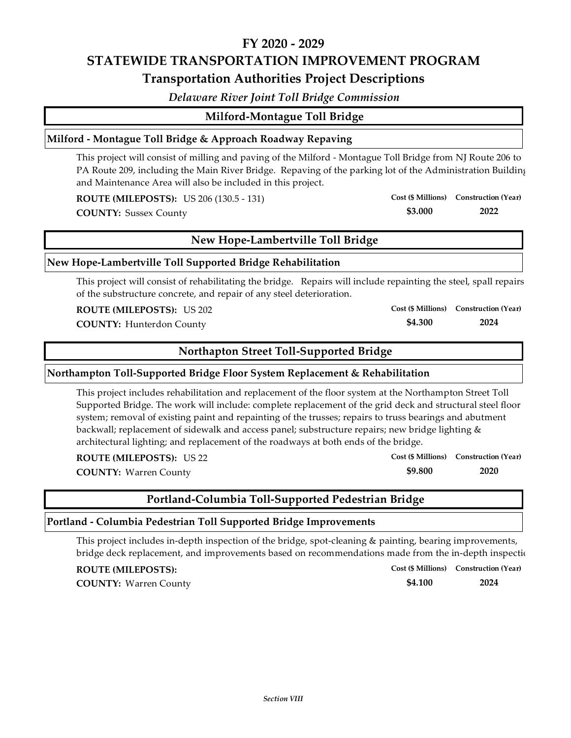# FY 2020 - 2029

# STATEWIDE TRANSPORTATION IMPROVEMENT PROGRAM

## Transportation Authorities Project Descriptions

*Delaware River Joint Toll Bridge Commission*

## Milford-Montague Toll Bridge

### Milford - Montague Toll Bridge & Approach Roadway Repaving

This project will consist of milling and paving of the Milford - Montague Toll Bridge from NJ Route 206 to PA Route 209, including the Main River Bridge. Repaving of the parking lot of the Administration Building and Maintenance Area will also be included in this project.

**ROUTE (MILEPOSTS):** US 206 (130.5 - 131)

**COUNTY:** Sussex County

| Cost ($ Millions) | Construction (Year) |
|---|---|
| $3.000 | 2022 |

## New Hope-Lambertville Toll Bridge

### New Hope-Lambertville Toll Supported Bridge Rehabilitation

This project will consist of rehabilitating the bridge. Repairs will include repainting the steel, spall repairs of the substructure concrete, and repair of any steel deterioration.

**ROUTE (MILEPOSTS):** US 202

**COUNTY:** Hunterdon County

| Cost ($ Millions) | Construction (Year) |
|---|---|
| $4.300 | 2024 |

## Northapton Street Toll-Supported Bridge

### Northampton Toll-Supported Bridge Floor System Replacement & Rehabilitation

This project includes rehabilitation and replacement of the floor system at the Northampton Street Toll Supported Bridge. The work will include: complete replacement of the grid deck and structural steel floor system; removal of existing paint and repainting of the trusses; repairs to truss bearings and abutment backwall; replacement of sidewalk and access panel; substructure repairs; new bridge lighting & architectural lighting; and replacement of the roadways at both ends of the bridge.

**ROUTE (MILEPOSTS):** US 22

**COUNTY:** Warren County

| Cost ($ Millions) | Construction (Year) |
|---|---|
| $9.800 | 2020 |

## Portland-Columbia Toll-Supported Pedestrian Bridge

### Portland - Columbia Pedestrian Toll Supported Bridge Improvements

This project includes in-depth inspection of the bridge, spot-cleaning & painting, bearing improvements, bridge deck replacement, and improvements based on recommendations made from the in-depth inspection.

**ROUTE (MILEPOSTS):**

**COUNTY:** Warren County

| Cost ($ Millions) | Construction (Year) |
|---|---|
| $4.100 | 2024 |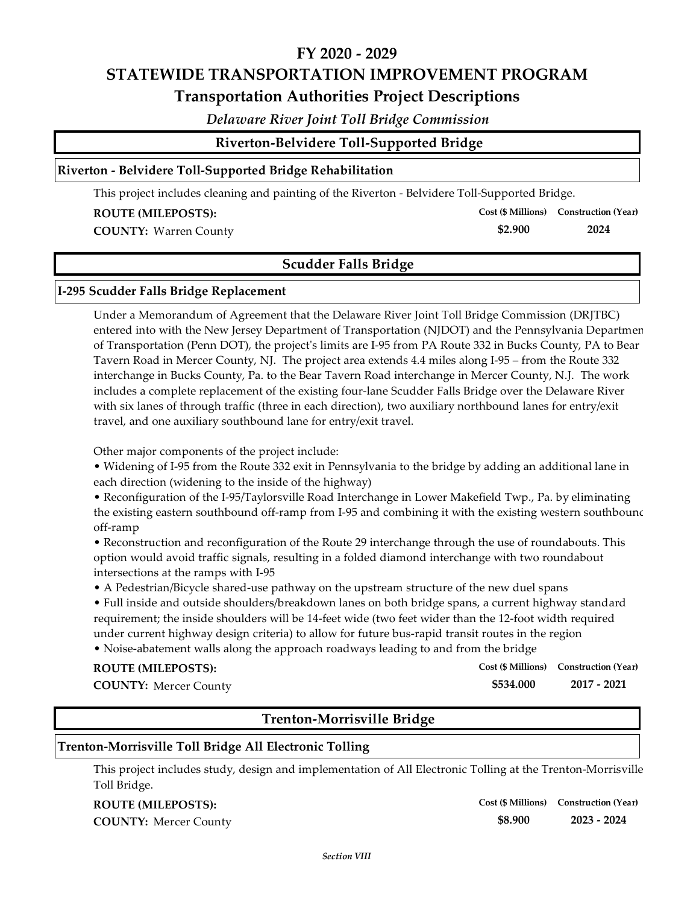# FY 2020 - 2029
# STATEWIDE TRANSPORTATION IMPROVEMENT PROGRAM
## Transportation Authorities Project Descriptions

*Delaware River Joint Toll Bridge Commission*

## Riverton-Belvidere Toll-Supported Bridge

### Riverton - Belvidere Toll-Supported Bridge Rehabilitation

This project includes cleaning and painting of the Riverton - Belvidere Toll-Supported Bridge.

**ROUTE (MILEPOSTS):**

**COUNTY:** Warren County

| Cost ($ Millions) | Construction (Year) |
|---|---|
| $2.900 | 2024 |

## Scudder Falls Bridge

### I-295 Scudder Falls Bridge Replacement

Under a Memorandum of Agreement that the Delaware River Joint Toll Bridge Commission (DRJTBC) entered into with the New Jersey Department of Transportation (NJDOT) and the Pennsylvania Departmen of Transportation (Penn DOT), the project's limits are I-95 from PA Route 332 in Bucks County, PA to Bear Tavern Road in Mercer County, NJ. The project area extends 4.4 miles along I-95 – from the Route 332 interchange in Bucks County, Pa. to the Bear Tavern Road interchange in Mercer County, N.J. The work includes a complete replacement of the existing four-lane Scudder Falls Bridge over the Delaware River with six lanes of through traffic (three in each direction), two auxiliary northbound lanes for entry/exit travel, and one auxiliary southbound lane for entry/exit travel.

Other major components of the project include:

- Widening of I-95 from the Route 332 exit in Pennsylvania to the bridge by adding an additional lane in each direction (widening to the inside of the highway)
- Reconfiguration of the I-95/Taylorsville Road Interchange in Lower Makefield Twp., Pa. by eliminating the existing eastern southbound off-ramp from I-95 and combining it with the existing western southbounc off-ramp
- Reconstruction and reconfiguration of the Route 29 interchange through the use of roundabouts. This option would avoid traffic signals, resulting in a folded diamond interchange with two roundabout intersections at the ramps with I-95
- A Pedestrian/Bicycle shared-use pathway on the upstream structure of the new duel spans
- Full inside and outside shoulders/breakdown lanes on both bridge spans, a current highway standard requirement; the inside shoulders will be 14-feet wide (two feet wider than the 12-foot width required under current highway design criteria) to allow for future bus-rapid transit routes in the region
- Noise-abatement walls along the approach roadways leading to and from the bridge

**ROUTE (MILEPOSTS):**

**COUNTY:** Mercer County

| Cost ($ Millions) | Construction (Year) |
|---|---|
| $534.000 | 2017 - 2021 |

## Trenton-Morrisville Bridge

### Trenton-Morrisville Toll Bridge All Electronic Tolling

This project includes study, design and implementation of All Electronic Tolling at the Trenton-Morrisville Toll Bridge.

**ROUTE (MILEPOSTS):**

**COUNTY:** Mercer County

| Cost ($ Millions) | Construction (Year) |
|---|---|
| $8.900 | 2023 - 2024 |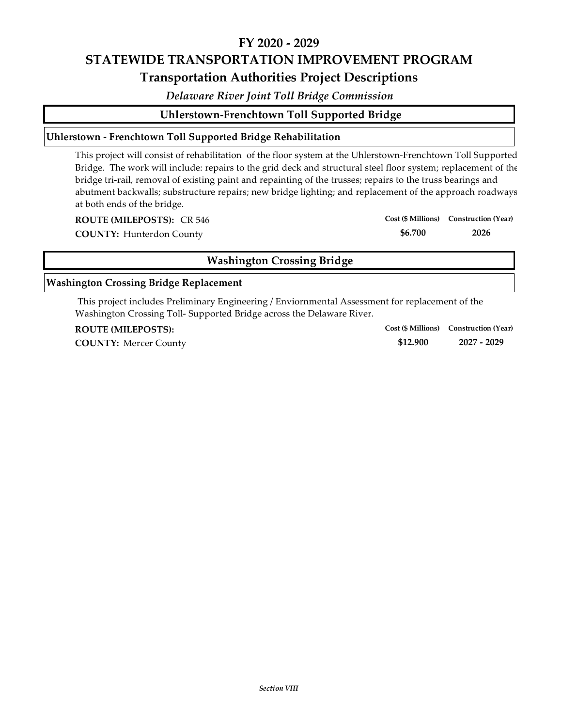# FY 2020 - 2029

# STATEWIDE TRANSPORTATION IMPROVEMENT PROGRAM

## Transportation Authorities Project Descriptions

*Delaware River Joint Toll Bridge Commission*

## Uhlerstown-Frenchtown Toll Supported Bridge

### Uhlerstown - Frenchtown Toll Supported Bridge Rehabilitation

This project will consist of rehabilitation of the floor system at the Uhlerstown-Frenchtown Toll Supported Bridge. The work will include: repairs to the grid deck and structural steel floor system; replacement of the bridge tri-rail, removal of existing paint and repainting of the trusses; repairs to the truss bearings and abutment backwalls; substructure repairs; new bridge lighting; and replacement of the approach roadways at both ends of the bridge.

| | Cost ($ Millions) | Construction (Year) |
|---|---|---|
| **ROUTE (MILEPOSTS):** CR 546 | | |
| **COUNTY:** Hunterdon County | **$6.700** | **2026** |

## Washington Crossing Bridge

### Washington Crossing Bridge Replacement

This project includes Preliminary Engineering / Enviornmental Assessment for replacement of the Washington Crossing Toll- Supported Bridge across the Delaware River.

| | Cost ($ Millions) | Construction (Year) |
|---|---|---|
| **ROUTE (MILEPOSTS):** | | |
| **COUNTY:** Mercer County | **$12.900** | **2027 - 2029** |

*Section VIII*